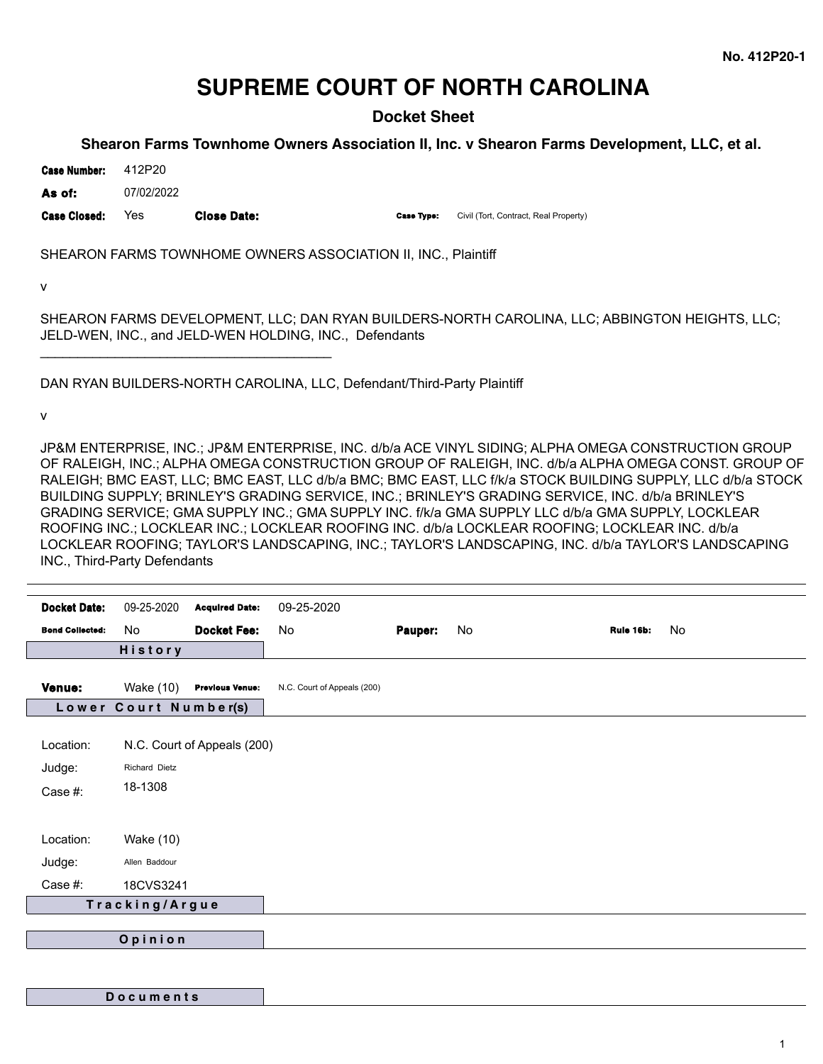No. 412P20-1

# SUPREME COURT OF NORTH CAROLINA

## Docket Sheet

### Shearon Farms Townhome Owners Association II, Inc. v Shearon Farms Development, LLC, et al.

**Case Number:** 412P20

**As of:** 07/02/2022

**Case Closed:** Yes **Close Date:** **Case Type:** Civil (Tort, Contract, Real Property)

SHEARON FARMS TOWNHOME OWNERS ASSOCIATION II, INC., Plaintiff

v

SHEARON FARMS DEVELOPMENT, LLC; DAN RYAN BUILDERS-NORTH CAROLINA, LLC; ABBINGTON HEIGHTS, LLC; JELD-WEN, INC., and JELD-WEN HOLDING, INC., Defendants

________________________________________

DAN RYAN BUILDERS-NORTH CAROLINA, LLC, Defendant/Third-Party Plaintiff

v

JP&M ENTERPRISE, INC.; JP&M ENTERPRISE, INC. d/b/a ACE VINYL SIDING; ALPHA OMEGA CONSTRUCTION GROUP OF RALEIGH, INC.; ALPHA OMEGA CONSTRUCTION GROUP OF RALEIGH, INC. d/b/a ALPHA OMEGA CONST. GROUP OF RALEIGH; BMC EAST, LLC; BMC EAST, LLC d/b/a BMC; BMC EAST, LLC f/k/a STOCK BUILDING SUPPLY, LLC d/b/a STOCK BUILDING SUPPLY; BRINLEY'S GRADING SERVICE, INC.; BRINLEY'S GRADING SERVICE, INC. d/b/a BRINLEY'S GRADING SERVICE; GMA SUPPLY INC.; GMA SUPPLY INC. f/k/a GMA SUPPLY LLC d/b/a GMA SUPPLY, LOCKLEAR ROOFING INC.; LOCKLEAR INC.; LOCKLEAR ROOFING INC. d/b/a LOCKLEAR ROOFING; LOCKLEAR INC. d/b/a LOCKLEAR ROOFING; TAYLOR'S LANDSCAPING, INC.; TAYLOR'S LANDSCAPING, INC. d/b/a TAYLOR'S LANDSCAPING INC., Third-Party Defendants

---

**Docket Date:** 09-25-2020 **Acquired Date:** 09-25-2020

**Bond Collected:** No **Docket Fee:** No **Pauper:** No **Rule 16b:** No

### History

**Venue:** Wake (10) **Previous Venue:** N.C. Court of Appeals (200)

### Lower Court Number(s)

Location: N.C. Court of Appeals (200)

Judge: Richard Dietz

Case #: 18-1308

Location: Wake (10)

Judge: Allen Baddour

Case #: 18CVS3241

### Tracking/Argue

### Opinion

### Documents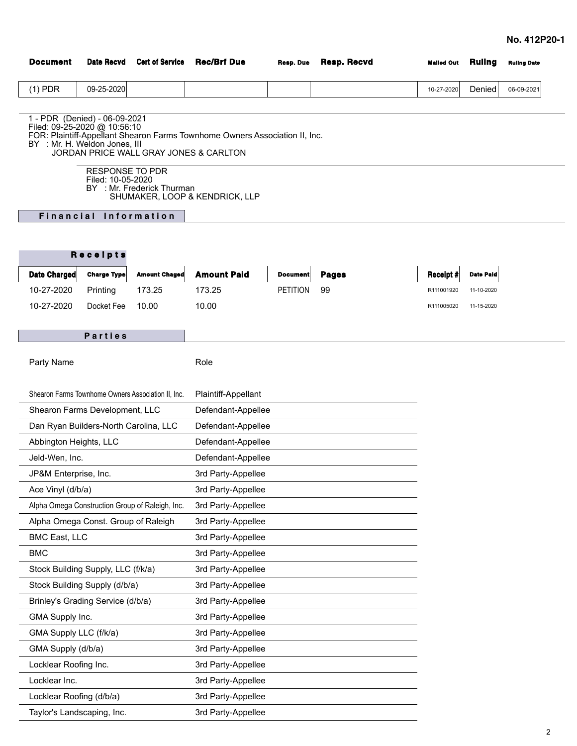**No. 412P20-1**

| Document | Date Recvd | Cert of Service | Rec/Brf Due | Resp. Due | Resp. Recvd | Mailed Out | Ruling | Ruling Date |
|---|---|---|---|---|---|---|---|---|
| (1) PDR | 09-25-2020 | | | | | 10-27-2020 | Denied | 06-09-2021 |

1 - PDR (Denied) - 06-09-2021
Filed: 09-25-2020 @ 10:56:10
FOR: Plaintiff-Appellant Shearon Farms Townhome Owners Association II, Inc.
BY : Mr. H. Weldon Jones, III
JORDAN PRICE WALL GRAY JONES & CARLTON

RESPONSE TO PDR
Filed: 10-05-2020
BY : Mr. Frederick Thurman
SHUMAKER, LOOP & KENDRICK, LLP

## Financial Information

### Receipts

| Date Charged | Charge Type | Amount Chaged | Amount Paid | Document | Pages | Receipt # | Date Paid |
|---|---|---|---|---|---|---|---|
| 10-27-2020 | Printing | 173.25 | 173.25 | PETITION | 99 | R111001920 | 11-10-2020 |
| 10-27-2020 | Docket Fee | 10.00 | 10.00 | | | R111005020 | 11-15-2020 |

## Parties

| Party Name | Role |
|---|---|
| Shearon Farms Townhome Owners Association II, Inc. | Plaintiff-Appellant |
| Shearon Farms Development, LLC | Defendant-Appellee |
| Dan Ryan Builders-North Carolina, LLC | Defendant-Appellee |
| Abbington Heights, LLC | Defendant-Appellee |
| Jeld-Wen, Inc. | Defendant-Appellee |
| JP&M Enterprise, Inc. | 3rd Party-Appellee |
| Ace Vinyl (d/b/a) | 3rd Party-Appellee |
| Alpha Omega Construction Group of Raleigh, Inc. | 3rd Party-Appellee |
| Alpha Omega Const. Group of Raleigh | 3rd Party-Appellee |
| BMC East, LLC | 3rd Party-Appellee |
| BMC | 3rd Party-Appellee |
| Stock Building Supply, LLC (f/k/a) | 3rd Party-Appellee |
| Stock Building Supply (d/b/a) | 3rd Party-Appellee |
| Brinley's Grading Service (d/b/a) | 3rd Party-Appellee |
| GMA Supply Inc. | 3rd Party-Appellee |
| GMA Supply LLC (f/k/a) | 3rd Party-Appellee |
| GMA Supply (d/b/a) | 3rd Party-Appellee |
| Locklear Roofing Inc. | 3rd Party-Appellee |
| Locklear Inc. | 3rd Party-Appellee |
| Locklear Roofing (d/b/a) | 3rd Party-Appellee |
| Taylor's Landscaping, Inc. | 3rd Party-Appellee |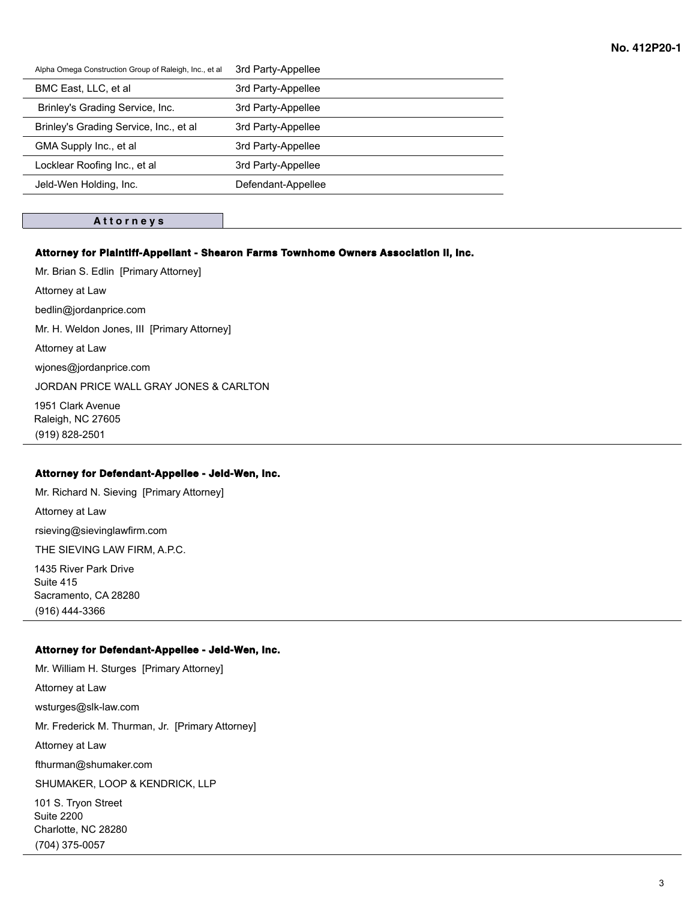| | |
|---|---|
| Alpha Omega Construction Group of Raleigh, Inc., et al | 3rd Party-Appellee |
| BMC East, LLC, et al | 3rd Party-Appellee |
| Brinley's Grading Service, Inc. | 3rd Party-Appellee |
| Brinley's Grading Service, Inc., et al | 3rd Party-Appellee |
| GMA Supply Inc., et al | 3rd Party-Appellee |
| Locklear Roofing Inc., et al | 3rd Party-Appellee |
| Jeld-Wen Holding, Inc. | Defendant-Appellee |

## Attorneys

**Attorney for Plaintiff-Appellant - Shearon Farms Townhome Owners Association II, Inc.**

Mr. Brian S. Edlin [Primary Attorney]

Attorney at Law

bedlin@jordanprice.com

Mr. H. Weldon Jones, III [Primary Attorney]

Attorney at Law

wjones@jordanprice.com

JORDAN PRICE WALL GRAY JONES & CARLTON

1951 Clark Avenue
Raleigh, NC 27605
(919) 828-2501

**Attorney for Defendant-Appellee - Jeld-Wen, Inc.**

Mr. Richard N. Sieving [Primary Attorney]

Attorney at Law

rsieving@sievinglawfirm.com

THE SIEVING LAW FIRM, A.P.C.

1435 River Park Drive
Suite 415
Sacramento, CA 28280
(916) 444-3366

**Attorney for Defendant-Appellee - Jeld-Wen, Inc.**

Mr. William H. Sturges [Primary Attorney]

Attorney at Law

wsturges@slk-law.com

Mr. Frederick M. Thurman, Jr. [Primary Attorney]

Attorney at Law

fthurman@shumaker.com

SHUMAKER, LOOP & KENDRICK, LLP

101 S. Tryon Street
Suite 2200
Charlotte, NC 28280
(704) 375-0057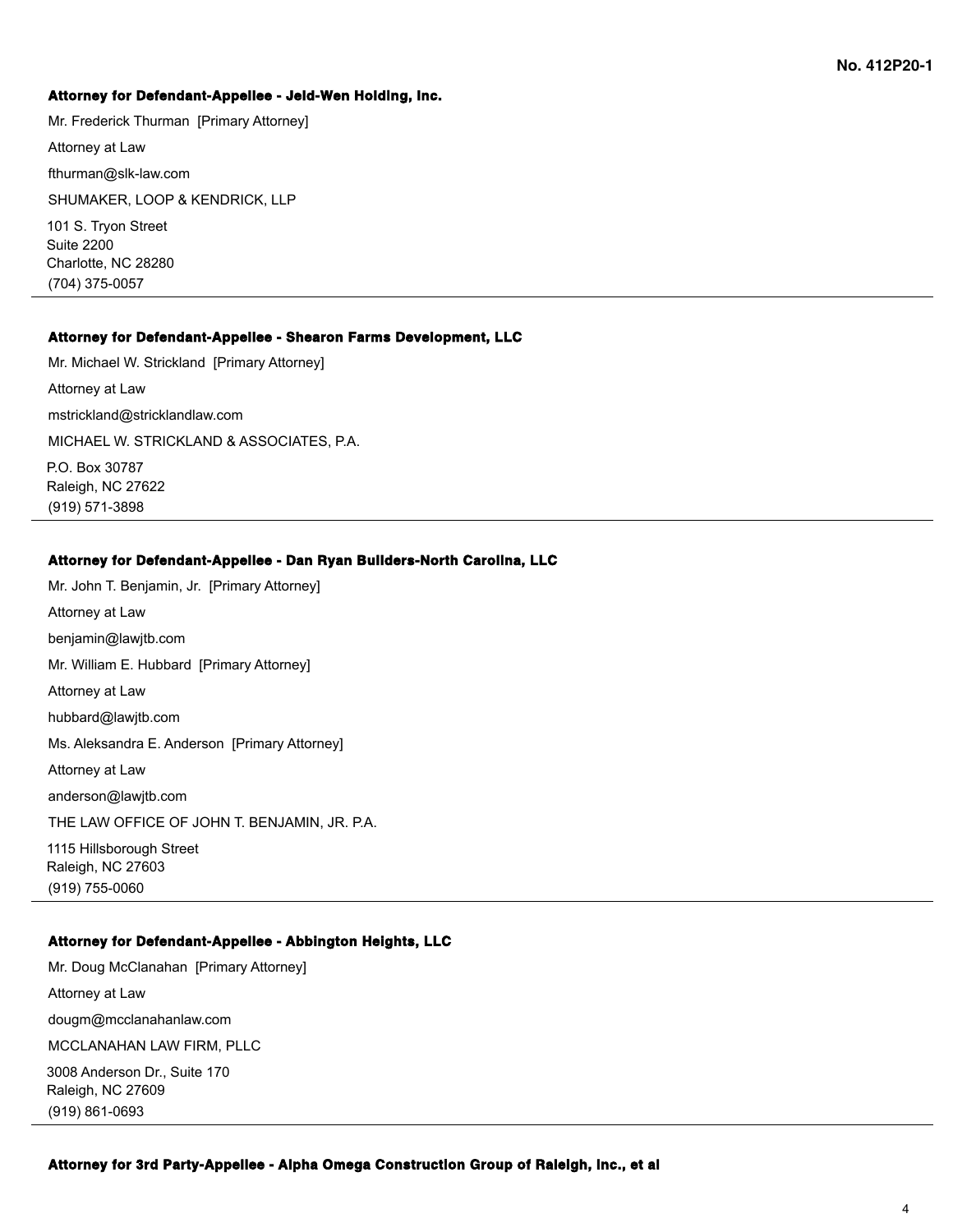No. 412P20-1

**Attorney for Defendant-Appellee - Jeld-Wen Holding, Inc.**

Mr. Frederick Thurman [Primary Attorney]

Attorney at Law

fthurman@slk-law.com

SHUMAKER, LOOP & KENDRICK, LLP

101 S. Tryon Street
Suite 2200
Charlotte, NC 28280
(704) 375-0057

---

**Attorney for Defendant-Appellee - Shearon Farms Development, LLC**

Mr. Michael W. Strickland [Primary Attorney]

Attorney at Law

mstrickland@stricklandlaw.com

MICHAEL W. STRICKLAND & ASSOCIATES, P.A.

P.O. Box 30787
Raleigh, NC 27622
(919) 571-3898

---

**Attorney for Defendant-Appellee - Dan Ryan Builders-North Carolina, LLC**

Mr. John T. Benjamin, Jr. [Primary Attorney]

Attorney at Law

benjamin@lawjtb.com

Mr. William E. Hubbard [Primary Attorney]

Attorney at Law

hubbard@lawjtb.com

Ms. Aleksandra E. Anderson [Primary Attorney]

Attorney at Law

anderson@lawjtb.com

THE LAW OFFICE OF JOHN T. BENJAMIN, JR. P.A.

1115 Hillsborough Street
Raleigh, NC 27603
(919) 755-0060

---

**Attorney for Defendant-Appellee - Abbington Heights, LLC**

Mr. Doug McClanahan [Primary Attorney]

Attorney at Law

dougm@mcclanahanlaw.com

MCCLANAHAN LAW FIRM, PLLC

3008 Anderson Dr., Suite 170
Raleigh, NC 27609
(919) 861-0693

---

**Attorney for 3rd Party-Appellee - Alpha Omega Construction Group of Raleigh, Inc., et al**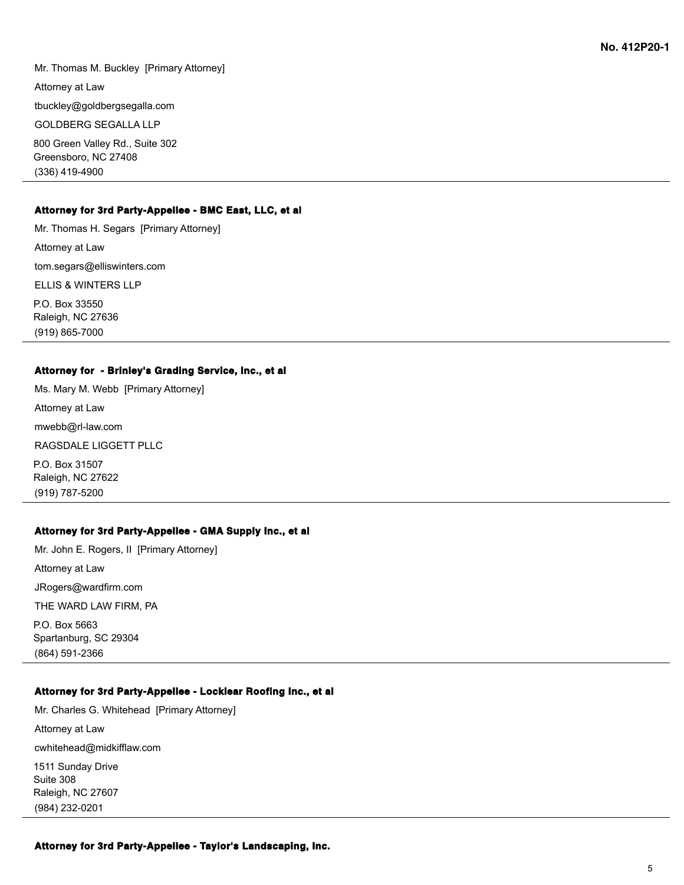Mr. Thomas M. Buckley [Primary Attorney]

Attorney at Law

tbuckley@goldbergsegalla.com

GOLDBERG SEGALLA LLP

800 Green Valley Rd., Suite 302
Greensboro, NC 27408
(336) 419-4900

---

**Attorney for 3rd Party-Appellee - BMC East, LLC, et al**

Mr. Thomas H. Segars [Primary Attorney]

Attorney at Law

tom.segars@elliswinters.com

ELLIS & WINTERS LLP

P.O. Box 33550
Raleigh, NC 27636
(919) 865-7000

---

**Attorney for - Brinley's Grading Service, Inc., et al**

Ms. Mary M. Webb [Primary Attorney]

Attorney at Law

mwebb@rl-law.com

RAGSDALE LIGGETT PLLC

P.O. Box 31507
Raleigh, NC 27622
(919) 787-5200

---

**Attorney for 3rd Party-Appellee - GMA Supply Inc., et al**

Mr. John E. Rogers, II [Primary Attorney]

Attorney at Law

JRogers@wardfirm.com

THE WARD LAW FIRM, PA

P.O. Box 5663
Spartanburg, SC 29304
(864) 591-2366

---

**Attorney for 3rd Party-Appellee - Locklear Roofing Inc., et al**

Mr. Charles G. Whitehead [Primary Attorney]

Attorney at Law

cwhitehead@midkifflaw.com

1511 Sunday Drive
Suite 308
Raleigh, NC 27607
(984) 232-0201

---

**Attorney for 3rd Party-Appellee - Taylor's Landscaping, Inc.**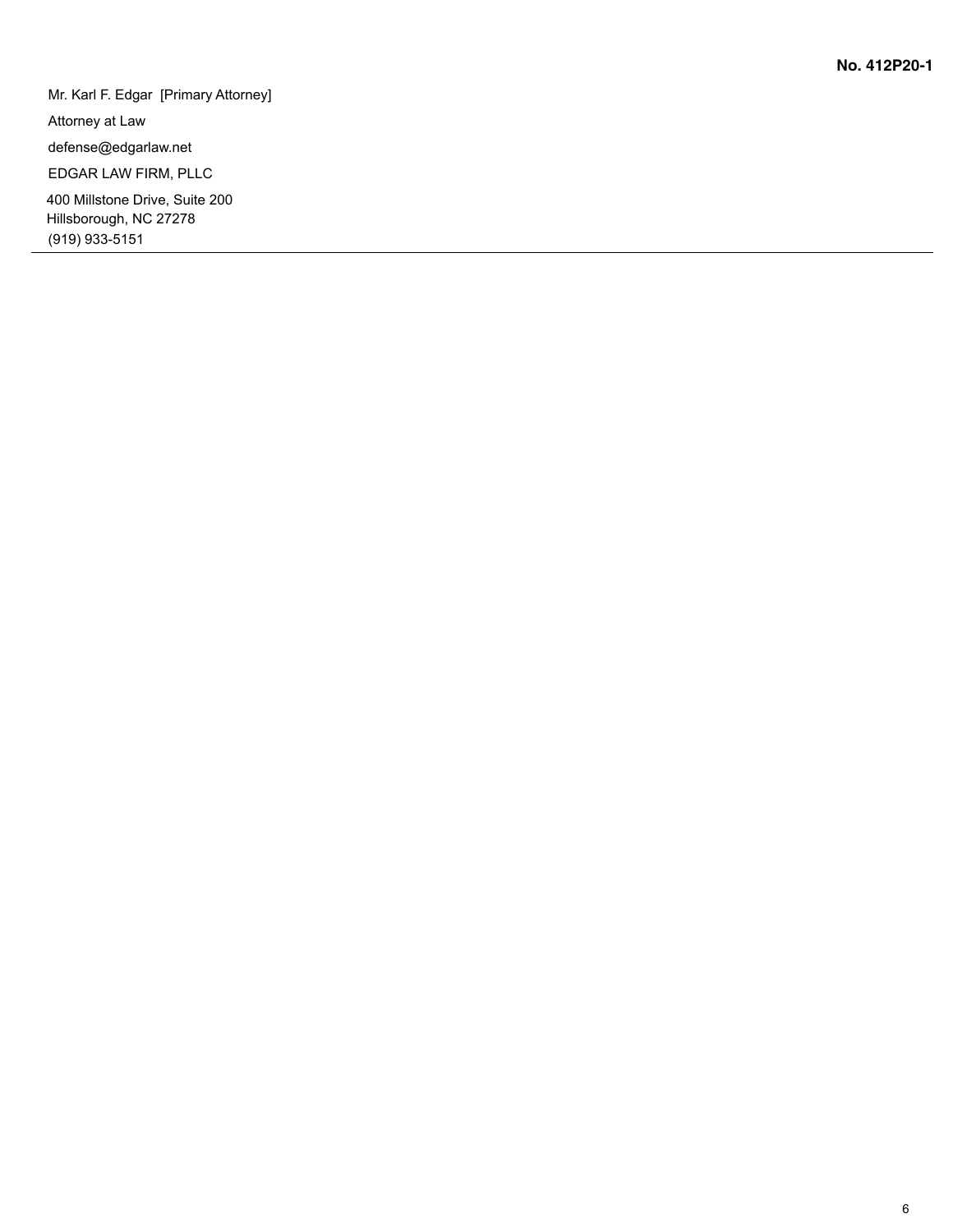**No. 412P20-1**

Mr. Karl F. Edgar [Primary Attorney]

Attorney at Law

defense@edgarlaw.net

EDGAR LAW FIRM, PLLC

400 Millstone Drive, Suite 200
Hillsborough, NC 27278
(919) 933-5151

---